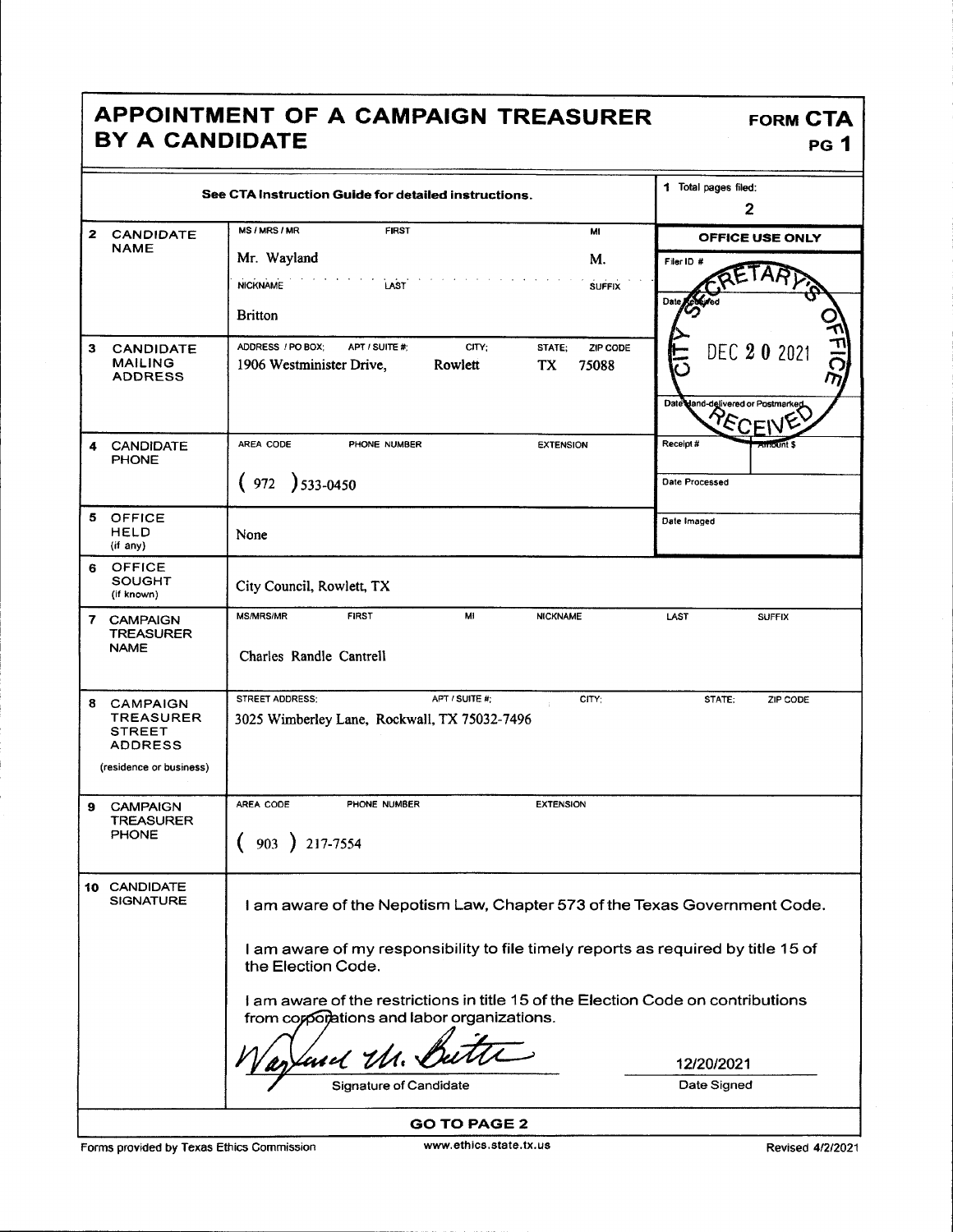# APPOINTMENT OF A CAMPAIGN TREASURER BY A CANDIDATE

**FORM CTA**
**PG 1**

See CTA Instruction Guide for detailed instructions.

**1** Total pages filed: 2

| | | |
|---|---|---|
| **2 CANDIDATE NAME** | MS / MRS / MR: Mr. FIRST: Wayland MI: M. NICKNAME: LAST: Britton SUFFIX: | **OFFICE USE ONLY** Filer ID # Date Received: CITY SECRETARY'S OFFICE DEC 20 2021 RECEIVED |
| **3 CANDIDATE MAILING ADDRESS** | ADDRESS / PO BOX; APT / SUITE #; CITY; STATE; ZIP CODE: 1906 Westminister Drive, Rowlett TX 75088 | Date Hand-delivered or Postmarked |
| **4 CANDIDATE PHONE** | AREA CODE / PHONE NUMBER / EXTENSION: (972) 533-0450 | Receipt # / Amount $ / Date Processed |
| **5 OFFICE HELD** (if any) | None | Date Imaged |
| **6 OFFICE SOUGHT** (if known) | City Council, Rowlett, TX | |
| **7 CAMPAIGN TREASURER NAME** | MS/MRS/MR / FIRST / MI / NICKNAME / LAST / SUFFIX: Charles Randle Cantrell | |
| **8 CAMPAIGN TREASURER STREET ADDRESS** (residence or business) | STREET ADDRESS; APT / SUITE #; CITY; STATE; ZIP CODE: 3025 Wimberley Lane, Rockwall, TX 75032-7496 | |
| **9 CAMPAIGN TREASURER PHONE** | AREA CODE / PHONE NUMBER / EXTENSION: (903) 217-7554 | |

**10 CANDIDATE SIGNATURE**

I am aware of the Nepotism Law, Chapter 573 of the Texas Government Code.

I am aware of my responsibility to file timely reports as required by title 15 of the Election Code.

I am aware of the restrictions in title 15 of the Election Code on contributions from corporations and labor organizations.

Signature of Candidate: Wayland M. Britton

Date Signed: 12/20/2021

**GO TO PAGE 2**

Forms provided by Texas Ethics Commission — www.ethics.state.tx.us — Revised 4/2/2021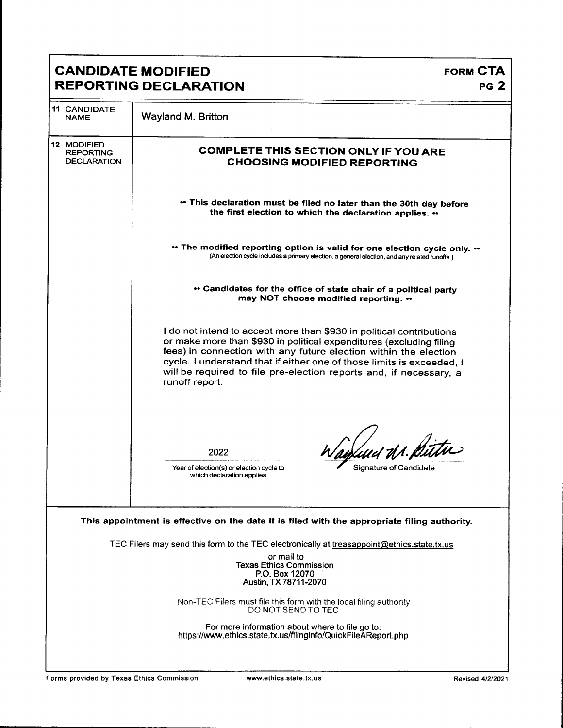# CANDIDATE MODIFIED REPORTING DECLARATION

**FORM CTA**
**PG 2**

| | |
|---|---|
| **11** CANDIDATE NAME | Wayland M. Britton |
| **12** MODIFIED REPORTING DECLARATION | **COMPLETE THIS SECTION ONLY IF YOU ARE CHOOSING MODIFIED REPORTING** |

**•• This declaration must be filed no later than the 30th day before the first election to which the declaration applies. ••**

**•• The modified reporting option is valid for one election cycle only. ••**
(An election cycle includes a primary election, a general election, and any related runoffs.)

**•• Candidates for the office of state chair of a political party may NOT choose modified reporting. ••**

I do not intend to accept more than $930 in political contributions or make more than $930 in political expenditures (excluding filing fees) in connection with any future election within the election cycle. I understand that if either one of those limits is exceeded, I will be required to file pre-election reports and, if necessary, a runoff report.

2022
Year of election(s) or election cycle to which declaration applies

Wayland M. Britton
Signature of Candidate

**This appointment is effective on the date it is filed with the appropriate filing authority.**

TEC Filers may send this form to the TEC electronically at treasappoint@ethics.state.tx.us

or mail to
Texas Ethics Commission
P.O. Box 12070
Austin, TX 78711-2070

Non-TEC Filers must file this form with the local filing authority
DO NOT SEND TO TEC

For more information about where to file go to:
https://www.ethics.state.tx.us/filinginfo/QuickFileAReport.php

Forms provided by Texas Ethics Commission www.ethics.state.tx.us Revised 4/2/2021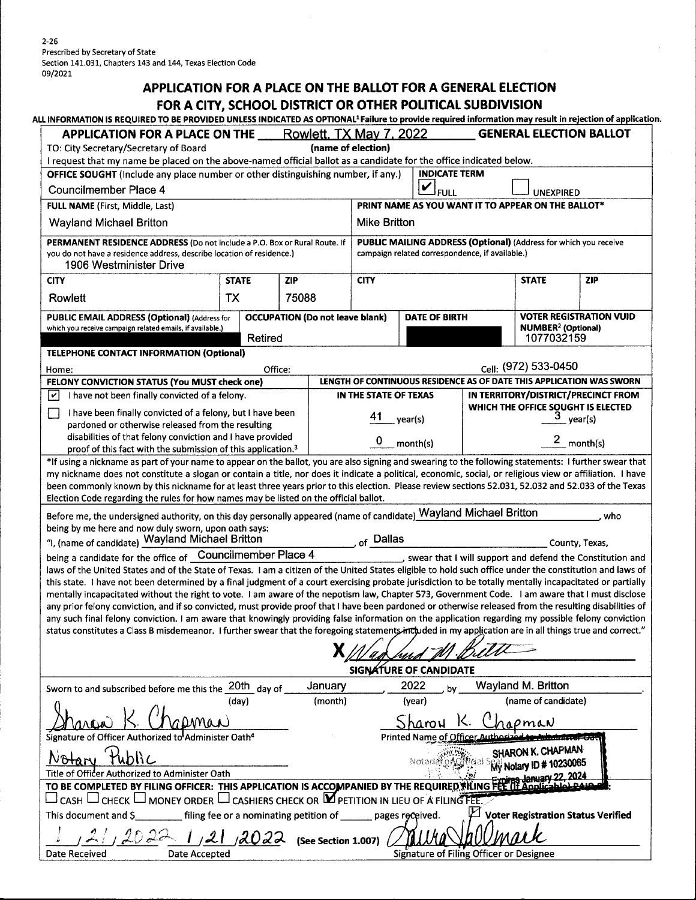2-26
Prescribed by Secretary of State
Section 141.031, Chapters 143 and 144, Texas Election Code
09/2021

# APPLICATION FOR A PLACE ON THE BALLOT FOR A GENERAL ELECTION FOR A CITY, SCHOOL DISTRICT OR OTHER POLITICAL SUBDIVISION

**ALL INFORMATION IS REQUIRED TO BE PROVIDED UNLESS INDICATED AS OPTIONAL[1] Failure to provide required information may result in rejection of application.**

**APPLICATION FOR A PLACE ON THE** Rowlett, TX May 7, 2022 **GENERAL ELECTION BALLOT**

TO: City Secretary/Secretary of Board (name of election)

I request that my name be placed on the above-named official ballot as a candidate for the office indicated below.

| | |
|---|---|
| **OFFICE SOUGHT** (Include any place number or other distinguishing number, if any.) | **INDICATE TERM** |
| Councilmember Place 4 | ☑ FULL ☐ UNEXPIRED |
| **FULL NAME** (First, Middle, Last) | **PRINT NAME AS YOU WANT IT TO APPEAR ON THE BALLOT*** |
| Wayland Michael Britton | Mike Britton |
| **PERMANENT RESIDENCE ADDRESS** (Do not include a P.O. Box or Rural Route. If you do not have a residence address, describe location of residence.) | **PUBLIC MAILING ADDRESS (Optional)** (Address for which you receive campaign related correspondence, if available.) |
| 1906 Westminister Drive | |

| CITY | STATE | ZIP | CITY | STATE | ZIP |
|---|---|---|---|---|---|
| Rowlett | TX | 75088 | | | |

| PUBLIC EMAIL ADDRESS (Optional) (Address for which you receive campaign related emails, if available.) | OCCUPATION (Do not leave blank) | DATE OF BIRTH | VOTER REGISTRATION VUID NUMBER[2] (Optional) |
|---|---|---|---|
| [redacted] | Retired | [redacted] | 1077032159 |

**TELEPHONE CONTACT INFORMATION (Optional)**

Home: Office: Cell: (972) 533-0450

| FELONY CONVICTION STATUS (You MUST check one) | LENGTH OF CONTINUOUS RESIDENCE AS OF DATE THIS APPLICATION WAS SWORN | |
|---|---|---|
| | IN THE STATE OF TEXAS | IN TERRITORY/DISTRICT/PRECINCT FROM WHICH THE OFFICE SOUGHT IS ELECTED |
| ☑ I have not been finally convicted of a felony. | 41 year(s) | 3 year(s) |
| ☐ I have been finally convicted of a felony, but I have been pardoned or otherwise released from the resulting disabilities of that felony conviction and I have provided proof of this fact with the submission of this application.[3] | 0 month(s) | 2 month(s) |

*If using a nickname as part of your name to appear on the ballot, you are also signing and swearing to the following statements: I further swear that my nickname does not constitute a slogan or contain a title, nor does it indicate a political, economic, social, or religious view or affiliation. I have been commonly known by this nickname for at least three years prior to this election. Please review sections 52.031, 52.032 and 52.033 of the Texas Election Code regarding the rules for how names may be listed on the official ballot.

Before me, the undersigned authority, on this day personally appeared (name of candidate) Wayland Michael Britton, who being by me here and now duly sworn, upon oath says:

"I, (name of candidate) Wayland Michael Britton, of Dallas County, Texas, being a candidate for the office of Councilmember Place 4, swear that I will support and defend the Constitution and laws of the United States and of the State of Texas. I am a citizen of the United States eligible to hold such office under the constitution and laws of this state. I have not been determined by a final judgment of a court exercising probate jurisdiction to be totally mentally incapacitated or partially mentally incapacitated without the right to vote. I am aware of the nepotism law, Chapter 573, Government Code. I am aware that I must disclose any prior felony conviction, and if so convicted, must provide proof that I have been pardoned or otherwise released from the resulting disabilities of any such final felony conviction. I am aware that knowingly providing false information on the application regarding my possible felony conviction status constitutes a Class B misdemeanor. I further swear that the foregoing statements included in my application are in all things true and correct."

X *Wayland M. Britton* (signature)
SIGNATURE OF CANDIDATE

Sworn to and subscribed before me this the 20th (day) day of January (month), 2022 (year), by Wayland M. Britton (name of candidate).

*Sharon K. Chapman* (signature)
Signature of Officer Authorized to Administer Oath[4]

Sharon K. Chapman
Printed Name of Officer Authorized to Administer Oath

Notary Public
Title of Officer Authorized to Administer Oath

Notary or Official Seal: SHARON K. CHAPMAN, My Notary ID # 10230065, Expires January 22, 2024

**TO BE COMPLETED BY FILING OFFICER: THIS APPLICATION IS ACCOMPANIED BY THE REQUIRED FILING FEE (If Applicable) PAID BY:**

☐ CASH ☐ CHECK ☐ MONEY ORDER ☐ CASHIERS CHECK OR ☑ PETITION IN LIEU OF A FILING FEE.

This document and $______ filing fee or a nominating petition of ______ pages received. ☑ **Voter Registration Status Verified**

| Date Received | Date Accepted | | Signature of Filing Officer or Designee |
|---|---|---|---|
| 1/21/2022 | 1/21/2022 | (See Section 1.007) | *(signature)* |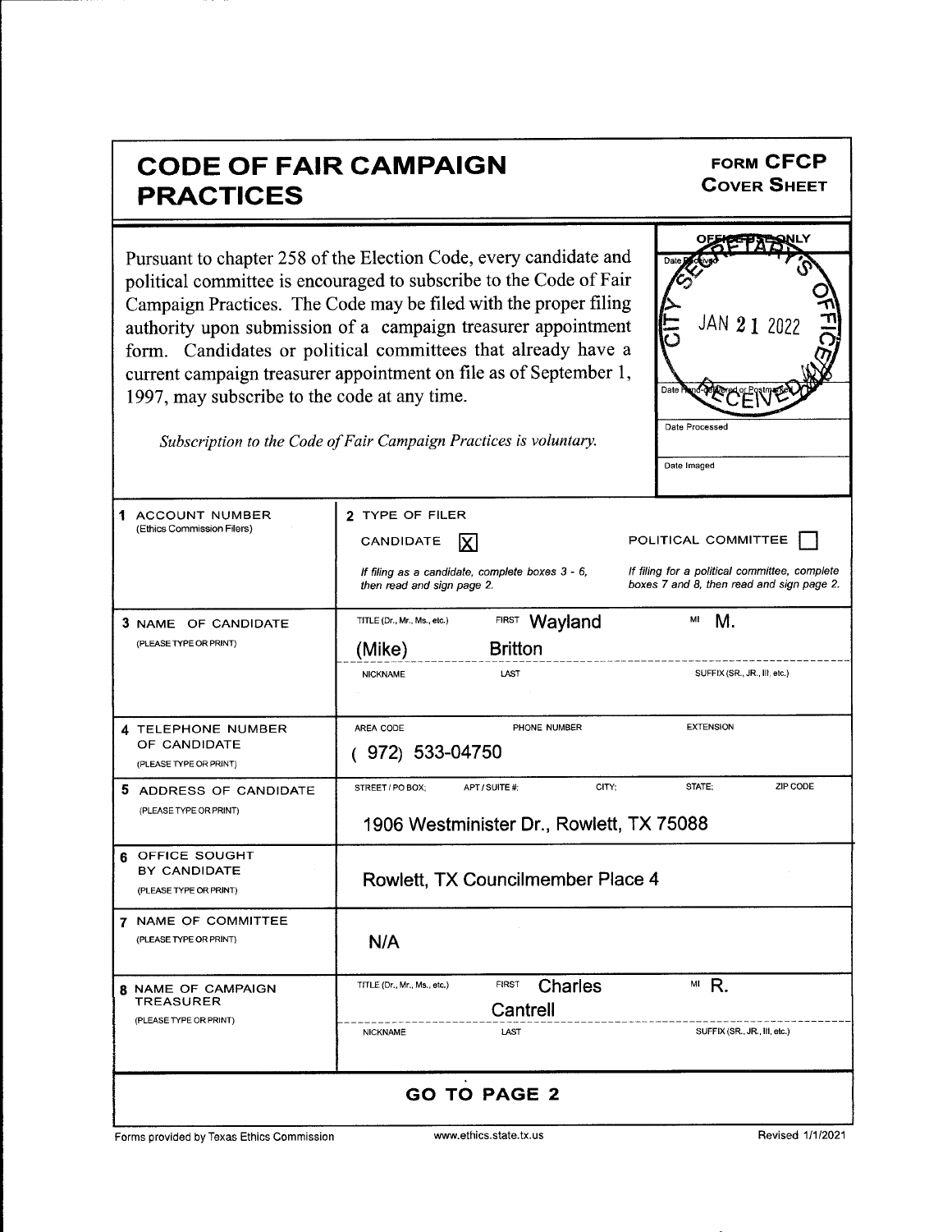# CODE OF FAIR CAMPAIGN PRACTICES

**FORM CFCP**
**COVER SHEET**

Pursuant to chapter 258 of the Election Code, every candidate and political committee is encouraged to subscribe to the Code of Fair Campaign Practices. The Code may be filed with the proper filing authority upon submission of a campaign treasurer appointment form. Candidates or political committees that already have a current campaign treasurer appointment on file as of September 1, 1997, may subscribe to the code at any time.

*Subscription to the Code of Fair Campaign Practices is voluntary.*

| OFFICE USE ONLY |
|---|
| Date Received: CITY SECRETARY'S OFFICE — JAN 21 2022 — RECEIVED |
| Date Hand-delivered or Postmarked |
| Date Processed |
| Date Imaged |

| | |
|---|---|
| **1 ACCOUNT NUMBER** (Ethics Commission Filers) | **2 TYPE OF FILER** CANDIDATE [X] POLITICAL COMMITTEE [ ] *If filing as a candidate, complete boxes 3 - 6, then read and sign page 2.* *If filing for a political committee, complete boxes 7 and 8, then read and sign page 2.* |
| **3 NAME OF CANDIDATE** (PLEASE TYPE OR PRINT) | TITLE (Dr., Mr., Ms., etc.): FIRST: Wayland MI: M. NICKNAME: (Mike) LAST: Britton SUFFIX (SR., JR., III, etc.): |
| **4 TELEPHONE NUMBER OF CANDIDATE** (PLEASE TYPE OR PRINT) | AREA CODE / PHONE NUMBER / EXTENSION: ( 972) 533-04750 |
| **5 ADDRESS OF CANDIDATE** (PLEASE TYPE OR PRINT) | STREET / PO BOX; APT / SUITE #; CITY; STATE; ZIP CODE: 1906 Westminister Dr., Rowlett, TX 75088 |
| **6 OFFICE SOUGHT BY CANDIDATE** (PLEASE TYPE OR PRINT) | Rowlett, TX Councilmember Place 4 |
| **7 NAME OF COMMITTEE** (PLEASE TYPE OR PRINT) | N/A |
| **8 NAME OF CAMPAIGN TREASURER** (PLEASE TYPE OR PRINT) | TITLE (Dr., Mr., Ms., etc.): FIRST: Charles MI: R. NICKNAME: LAST: Cantrell SUFFIX (SR., JR., III, etc.): |

**GO TO PAGE 2**

Forms provided by Texas Ethics Commission www.ethics.state.tx.us Revised 1/1/2021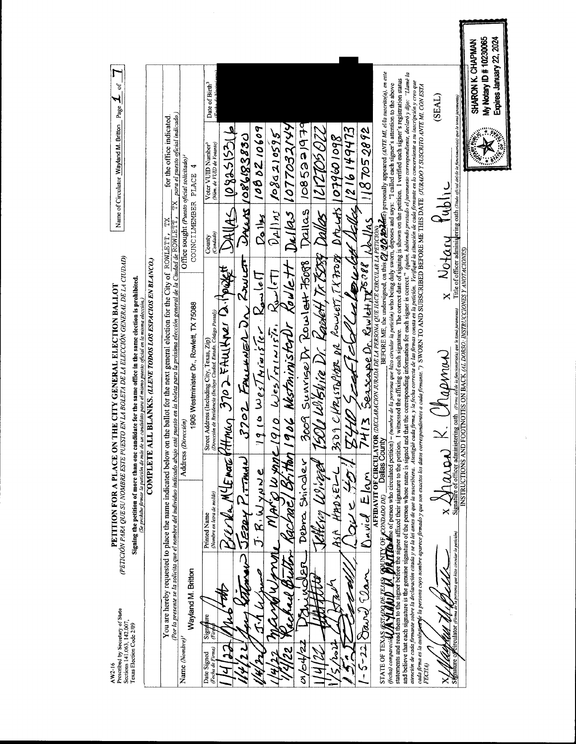AW2-16
Prescribed by Secretary of State
Sections 141.063, 142.007,
Texas Election Code 2/09

# PETITION FOR A PLACE ON THE CITY GENERAL ELECTION BALLOT

*(PETICIÓN PARA QUE SU NOMBRE ESTE PUESTO EN LA BOLETA DE LA ELECCIÓN GENERAL DE LA CIUDAD)*

**Signing the petition of more than one candidate for the same office in the same election is prohibited.**
*(Se prohíbe firmar la petición de más de un candidato para el mismo puesto oficial en la misma elección.)*

Name of Circulator Wayland M. Britton Page 1 of 7

**COMPLETE ALL BLANKS.** *(LLENE TODOS LOS ESPACIOS EN BLANCO.)*

You are hereby requested to place the name indicated below on the ballot for the next general election for the City of ROWLETT, TX for the office indicated.
*(Por la presente se la solicita que el nombre del individuo indicado abajo esté puesto en la boleta para la próxima elección general de la Ciudad de ROWLETT, TX para el puesto oficial indicado.)*

Name *(Nombre)*[1]: Wayland M. Britton
Address *(Dirección)*: 1906 Westminister Dr., Rowlett, TX 75088
Office sought *(Puesto oficial solicitado)*[2]: COUNCILMEMBER PLACE 4

| Date Signed *(Fecha de Firma)* | Signature *(Firma)* | Printed Name *(Nombre en letra de molde)* | Street Address (Including City, Texas, Zip) *(Dirección de Residencia (Incluye Ciudad, Estado, Código Postal))* | County *(Condado)* | Voter VUID Number[3] *(Núm. de VUID de Votante)* | Date of Birth[3] |
|---|---|---|---|---|---|---|
| 1/4/22 | [signature] | Brenda McLemore Pittman | 3702 Faulkner Dr. Rowlett | Dallas | 1082515316 | |
| 1/4/22 | [signature] | Jerry Pittman | 3702 Faulkner Dr Rowlett | Dallas | 1086183830 | |
| 1/4/22 | [signature] | J. R. Wynne | 1910 Westminister Rowlett | Dallas | 1080210609 | |
| 1/4/22 | [signature] | Margo Wynne | 1910 Westminister Rowlett | Dallas | 1084210595 | |
| 1/4/22 | [signature] | Rachael Britton | 1906 Westminister Dr Rowlett | Dallas | 1077032144 | |
| 01/04/22 | [signature] | Debra Shinder | 3009 Sunrise Dr Rowlett 75088 | Dallas | 1085221979 | |
| 1/4/22 | [signature] | Jeffery Wingel | 1506 Wiltshire Dr. Rowlett, TX 75088 | Dallas | 1212705022 | |
| 1/5/22 | [signature] | Asa Hansel | 3501 Christopher Dr Rowlett, TX 75088 | Dallas | 1079601098 | |
| 1-5-22 | [signature] | Dave Lail | 7410 Seafield Lakewood Rowlett | Dallas | 1216149473 | |
| 1-5-22 | [signature] | David Elam | 7413 Seascape Dr. Rowlett TX 75088 | Dallas | 1187052892 | |

**AFFIDAVIT OF CIRCULATOR** *(DECLARACIÓN JURADA DE LA PERSONA QUE HACE CIRCULAR LA PETICIÓN)*

STATE OF TEXAS *(ESTADO DE TEJAS)* COUNTY OF *(CONDADO DE)* Dallas County BEFORE ME, the undersigned, on this 01/20/2022 (date) *(fecha)* personally appeared *(ANTE MÍ, el/la suscrito(a), en este (fecha) compareció)* Wayland M. Britton (name of person who circulated petition) – *(nombre de la persona que hizo circular la petición)* who being duly sworn, deposes and says: "I called each signer's attention to the above statements and read them to the signer before the signer affixed their signature to the petition. I witnessed the affixing of each signature. The correct date of signing is shown on the petition. I verified each signer's registration status and believe that each signature is the genuine signature of the person whose name is signed and that the corresponding information for each signer is correct." *(quien, habiendo prestado el juramento correspondiente, declaró y dijo: "Llamé la atención de cada firmante sobre la declaración citada y se la leí antes de que la suscribiera. Atestigüé cada firma, y la fecha correcta de las firmas consta en la petición. Verifiqué la situación de cada firmante en lo concerniente a su inscripción y creo que cada firma es la auténtica de la persona cuyo nombre aparece firmado y que son exactos los datos correspondientes a cada firmante.")* SWORN TO AND SUBSCRIBED BEFORE ME THIS DATE *(JURADO Y SUSCRITO ANTE MÍ, CON ESTA FECHA)*

x [signature]
Signature of Circulator *(Firma de la persona que hizo circular la petición)*

x Sharon K. Chapman
Signature of officer administering oath *(Firma del/de la funcionario(a) que le tomó juramento)*

x Notary Public
Title of officer administering oath *(Título oficial del/de la funcionario(a) que le tomó juramento)*

(SEAL)

INSTRUCTIONS AND FOOTNOTES ON BACK *(AL DORSO: INSTRUCCIONES Y ANOTACIONES)*

SHARON K. CHAPMAN
My Notary ID # 10230065
Expires January 22, 2024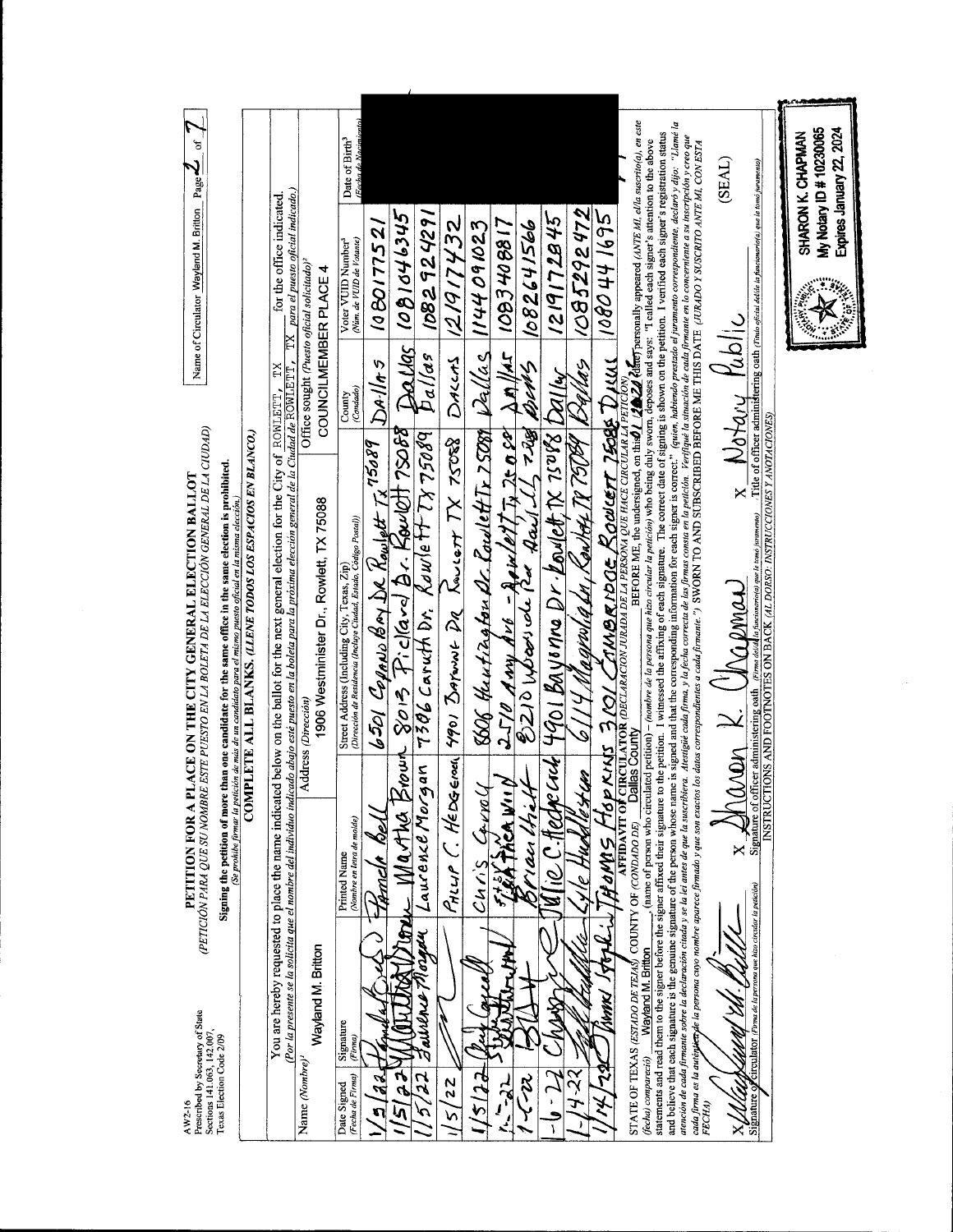AW2-16
Prescribed by Secretary of State
Sections 141.063, 142.007,
Texas Election Code 2/09

Name of Circulator Wayland M. Britton Page 2 of 7

# PETITION FOR A PLACE ON THE CITY GENERAL ELECTION BALLOT

*(PETICIÓN PARA QUE SU NOMBRE ESTE PUESTO EN LA BOLETA DE LA ELECCIÓN GENERAL DE LA CIUDAD)*

**Signing the petition of more than one candidate for the same office in the same election is prohibited.**
*(Se prohibe firmar la petición de más de un candidato para el mismo puesto oficial en la misma elección.)*

**COMPLETE ALL BLANKS.** *(LLENE TODOS LOS ESPACIOS EN BLANCO.)*

You are hereby requested to place the name indicated below on the ballot for the next general election for the City of ROWLETT, TX for the office indicated.
*(Por la presente se la solicita que el nombre del individuo indicado abajo este puesto en la boleta para la próxima elección general de la Ciudad de* ROWLETT, TX *para el puesto oficial indicado.)*

| Name (Nombre)[1] | Address (Dirección) | Office sought (Puesto oficial solicitado)[2] |
|---|---|---|
| Wayland M. Britton | 1906 Westminister Dr., Rowlett, TX 75088 | COUNCILMEMBER PLACE 4 |

| Date Signed (Fecha de Firma) | Signature (Firma) | Printed Name (Nombre en letra de molde) | Street Address (Including City, Texas, Zip) (Dirección de Residencia (Incluye Ciudad, Estado, Código Postal)) | County (Condado) | Voter VUID Number[3] (Núm. de VUID de Votante) | Date of Birth[3] (Fecha de Nacimiento) |
|---|---|---|---|---|---|---|
| 1/5/22 | [signature] | Pamela Bell | 6501 Coronado Bay Dr Rowlett Tx 75089 | Dallas | 1080177521 | [redacted] |
| 1/5/22 | [signature] | Martha Brown | 8013 Pickard Dr. Rowlett 75088 | Dallas | 1081046345 | [redacted] |
| 1/5/22 | [signature] | Laurence Morgan | 7306 Caruth Dr. Rowlett TX 75089 | Dallas | 1082924291 | [redacted] |
| 1/5/22 | [signature] | Phillip C. Hedgecock | 4901 Bayonne Dr Rowlett TX 75088 | Dallas | 1219171432 | [redacted] |
| 1/5/22 | [signature] | Chris Carroll | 8606 Huntington Dr. Rowlett Tx 75089 | Dallas | 1144091023 | [redacted] |
| 1-?-22 | [signature] | Stephen Wind | 2510 Amy Ave - Rowlett Tx 75088 | Dallas | 1003408817 | [redacted] |
| 1-?-22 | [signature] | Brian Hieft | 8210 Woodside Rd Rowlett TX 75088 | Dallas | 1082641566 | [redacted] |
| 1-6-22 | [signature] | Julie C. Hedgecock | 4901 Bayonne Dr. Rowlett TX 75088 | Dallas | 1219172845 | [redacted] |
| 1-4-22 | [signature] | Lyle Huddleston | 6114 Magnolia Ln, Rowlett TX 75089 | Dallas | 1085292472 | [redacted] |
| 1/4/22 | [signature] | Thomas Hopkins | 3101 Cambridge Rowlett 75088 | Dallas | 1080441695 | [redacted] |

**AFFIDAVIT OF CIRCULATOR** *(DECLARACION JURADA DE LA PERSONA QUE HACE CIRCULAR LA PETICIÓN)*

STATE OF TEXAS *(ESTADO DE TEJAS)* COUNTY OF *(CONDADO DE)* Dallas County BEFORE ME, the undersigned, on this 01/20/22 (date) personally appeared *(ANTE MI, el/la suscrito(a), en este (fecha) compareció)* Wayland M. Britton, (name of person who circulated petition) – *(nombre de la persona que hizo circular la petición)* who being duly sworn, deposes and says: "I called each signer's attention to the above statements and read them to the signer before the signer affixed their signature to the petition. I witnessed the affixing of each signature. The correct date of signing is shown on the petition. I verified each signer's registration status and believe that each signature is the genuine signature of the person whose name is signed and that the corresponding information for each signer is correct." *(quien, habiendo prestado el juramento correspondiente, declaró y dijo: "Llamé la atención de cada firmante sobre la declaración citada y se la leí antes de que la suscribiera. Atestigüé cada firma, y la fecha correcta de las firmas consta en la petición. Verifiqué la situación de cada firmante en lo concerniente a su inscripción y creo que cada firma es la auténtica de la persona cuyo nombre aparece firmado y que son exactos los datos correspondientes a cada firmante.")* SWORN TO AND SUBSCRIBED BEFORE ME THIS DATE *(JURADO Y SUSCRITO ANTE MI, CON ESTA FECHA)*

x [signature] Signature of circulator *(Firma de la persona que hizo circular la petición)*

x Sharon K. Chapman Signature of officer administering oath *(Firma del/de la funcionario(a) que le tomó juramento)*

x Notary Public Title of officer administering oath *(Título oficial del/de la funcionario(a) que le tomó juramento)*

(SEAL)

INSTRUCTIONS AND FOOTNOTES ON BACK *(AL DORSO: INSTRUCCIONES Y ANOTACIONES)*

SHARON K. CHAPMAN
My Notary ID # 10230065
Expires January 22, 2024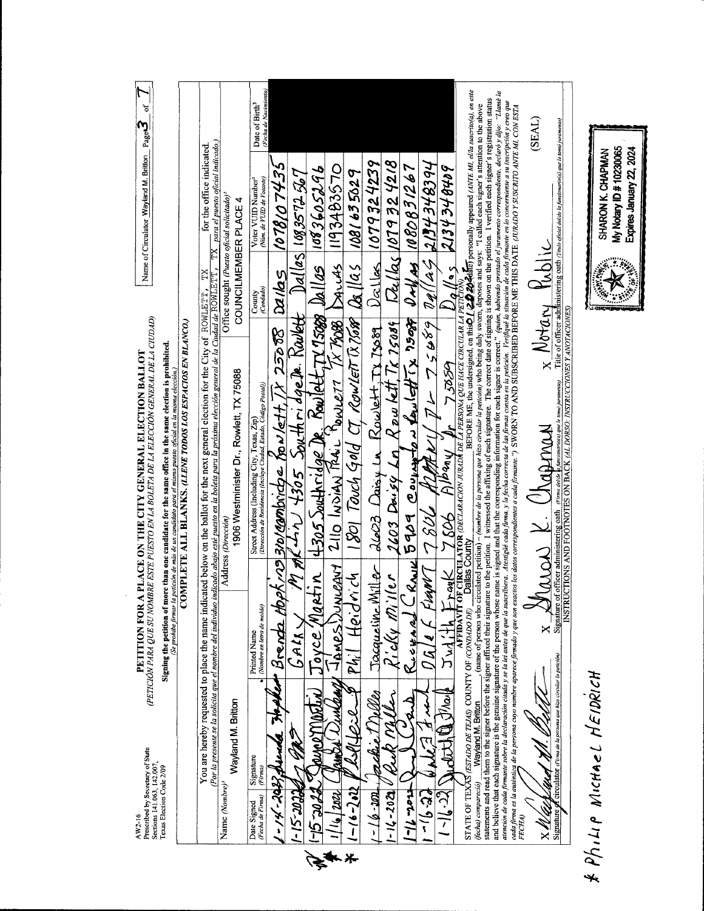AW2-16
Prescribed by Secretary of State
Sections 141.063, 142.007,
Texas Election Code 2/09

# PETITION FOR A PLACE ON THE CITY GENERAL ELECTION BALLOT

*(PETICIÓN PARA QUE SU NOMBRE ESTE PUESTO EN LA BOLETA DE LA ELECCIÓN GENERAL DE LA CIUDAD)*

**Signing the petition of more than one candidate for the same office in the same election is prohibited.**
*(Se prohibe firmar la petición de más de un candidato para el mismo puesto oficial en la misma elección.)*

**COMPLETE ALL BLANKS.** *(LLENE TODOS LOS ESPACIOS EN BLANCO.)*

Name of Circulator: Wayland M. Britton  Page 3 of 7

You are hereby requested to place the name indicated below on the ballot for the next general election for the City of ROWLETT, TX for the office indicated.
*(Por la presente se la solicita que el nombre del individuo indicado abajo esté puesto en la boleta para la próxima elección general de la Ciudad de ROWLETT, TX para el puesto oficial indicado.)*

Name *(Nombre)*[1]: Wayland M. Britton
Address *(Dirección)*: 1906 Westminister Dr., Rowlett, TX 75088
Office sought *(Puesto oficial solicitado)*[2]: COUNCILMEMBER PLACE 4

| Date Signed *(Fecha de Firma)* | Signature *(Firma)* | Printed Name *(Nombre en letra de molde)* | Street Address (Including City, Texas, Zip) *(Dirección de Residencia (Incluye Ciudad, Estado, Código Postal))* | County *(Condado)* | Voter VUID Number[3] *(Núm. de VUID de Votante)* | Date of Birth[3] *(Fecha de Nacimiento)* |
|---|---|---|---|---|---|---|
| 1-14-2022 | Brenda Hopkins | Brenda Hopkins | 3101 Cambridge Rowlett, TX 75088 | Dallas | 1078107435 | |
| 1-15-2022 | [signature] | GARY | M ML-Ln 4305 Southridge Dr. Rowlett | Dallas | 1083572567 | |
| 1-15-2022 | Joyce Martin | Joyce Martin | 4305 Southridge Dr. Rowlett TX 75088 | Dallas | 1083605296 | |
| 1/16/2022 | James Dunaway | JAMES DUNAWAY | 2110 INDIAN TRAIL ROWLETT TX 75088 | DALLAS | 1193483570 | |
| 1-16-2022 | [signature] | Phil Heidrich | 1801 Touch Gold CT, ROWLETT TX 75088 | Dallas | 1081635629 | |
| 1-16-2022 | Jackie Miller | Jacqueline Miller | 2603 Daisy Ln Rowlett, TX 7508[?] | Dallas | 1079324239 | |
| 1-16-2022 | Rick Miller | Ricky Miller | 2603 Daisy Ln Rowlett, TX 75089 | Dallas | 1079324218 | |
| 1-16-2022 | [signature] | Richard CRAIK | 5909 Covington Rowlett TX 75089 | Dallas | 1080831267 | |
| 1-16-22 | Dale F Frank | Dale F Frank | 7806 Albany Dr 75089 | Dallas | 2134348394 | |
| 1-16-22 | Judith Frank | Judith Frank | 7806 Albany Dr 75089 | Dallas | 2134348409 | |

**AFFIDAVIT OF CIRCULATOR** *(DECLARACION JURADA DE LA PERSONA QUE HACE CIRCULAR LA PETICIÓN)*

STATE OF TEXAS *(ESTADO DE TEJAS)* COUNTY OF *(CONDADO DE)* Dallas County BEFORE ME, the undersigned, on this *(date)* 1/20/2022 personally appeared *(ANTE MI, el/la suscrito(a), en este (fecha) compareció)* Wayland M. Britton, (name of person who circulated petition) – *(nombre de la persona que hizo circular la petición)* who being duly sworn, deposes and says: "I called each signer's attention to the above statements and read them to the signer before the signer affixed their signature to the petition. I witnessed the affixing of each signature. The correct date of signing is shown on the petition. I verified each signer's registration status and believe that each signature is the genuine signature of the person whose name is signed and that the corresponding information for each signer is correct." *(quien, habiendo prestado el juramento correspondiente, declaró y dijo: "Llamé la atención de cada firmante sobre la declaración citada y se la leí antes de que la suscribiera. Atestigüé cada firma, y la fecha correcta de las firmas consta en la petición. Verifiqué la situación de cada firmante en lo concerniente a su inscripción y creo que cada firma es la auténtica de la persona cuyo nombre aparece firmado y que son exactos los datos correspondientes a cada firmante.")* SWORN TO AND SUBSCRIBED BEFORE ME THIS DATE *(JURADO Y SUSCRITO ANTE MI, CON ESTA FECHA)*

x Wayland M. Britton
Signature of circulator *(Firma de la persona que hizo circular la petición)*

x Sharon K. Chapman
Signature of officer administering oath *(Firma del/de la funcionario(a) que le tomó juramento)*

x Notary Public
Title of officer administering oath *(Título oficial del/de la funcionario(a) que le tomó juramento)*

(SEAL)

INSTRUCTIONS AND FOOTNOTES ON BACK *(AL DORSO: INSTRUCCIONES Y ANOTACIONES)*

SHARON K. CHAPMAN
My Notary ID # 10230065
Expires January 22, 2024

* PHILIP MICHAEL HEIDRICH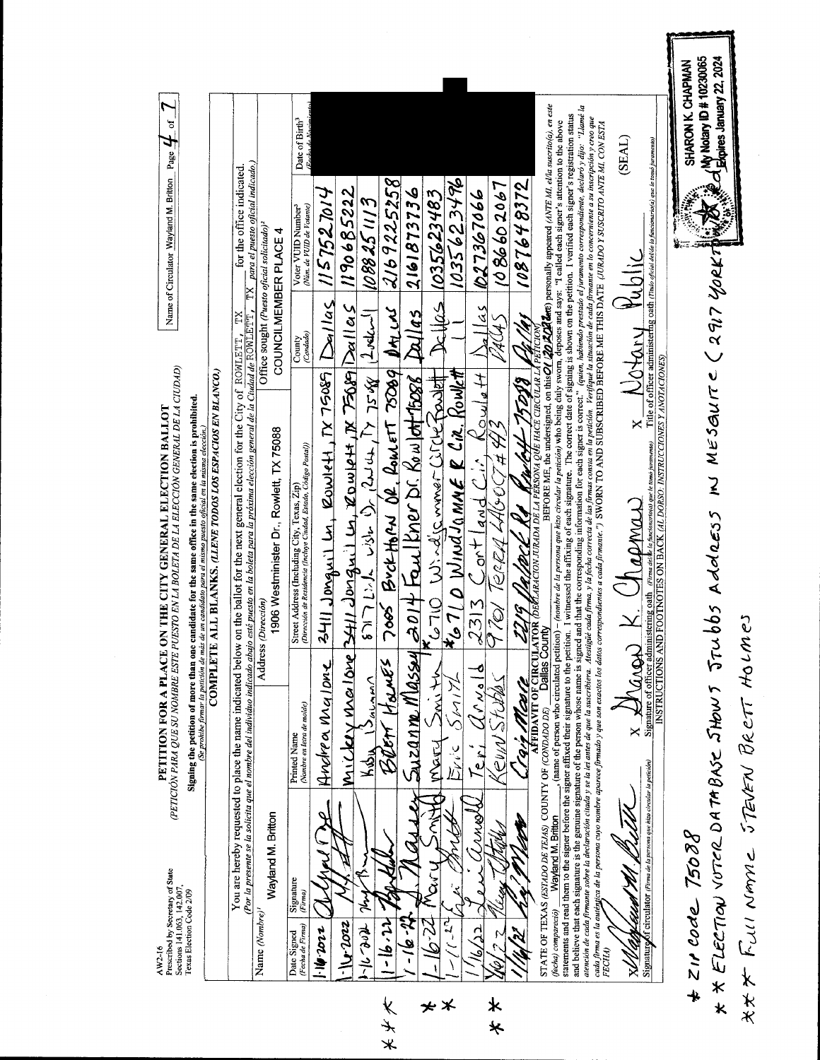AW2-16
Prescribed by Secretary of State
Sections 141.063, 142.007,
Texas Election Code 2/09

# PETITION FOR A PLACE ON THE CITY GENERAL ELECTION BALLOT

*(PETICIÓN PARA QUE SU NOMBRE ESTE PUESTO EN LA BOLETA DE LA ELECCIÓN GENERAL DE LA CIUDAD)*

**Signing the petition of more than one candidate for the same office in the same election is prohibited.**
*(Se prohibe firmar la petición de más de un candidato para el mismo puesto oficial en la misma elección.)*

Name of Circulator Wayland M. Britton Page 4 of 7

**COMPLETE ALL BLANKS.** *(LLENE TODOS LOS ESPACIOS EN BLANCO.)*

You are hereby requested to place the name indicated below on the ballot for the next general election for the City of ROWLETT, TX for the office indicated.
*(Por la presente se la solicita que el nombre del individuo indicado abajo esté puesto en la boleta para la próxima elección general de la Ciudad de ROWLETT, TX para el puesto oficial indicado.)*

| Name (Nombre)[1] | Address (Dirección) | Office sought (Puesto oficial solicitado)[2] |
|---|---|---|
| Wayland M. Britton | 1906 Westminister Dr., Rowlett, TX 75088 | COUNCILMEMBER PLACE 4 |

| | Date Signed (Fecha de Firma) | Signature (Firma) | Printed Name (Nombre en letra de molde) | Street Address (Including City, Texas, Zip) (Dirección de Residencia (Incluye Ciudad, Estado, Código Postal)) | County (Condado) | Voter VUID Number[3] (Núm. de VUID de Votante) | Date of Birth[3] (Fecha de Nacimiento) |
|---|---|---|---|---|---|---|---|
| | 1-16-2022 | [signature] | Andrea Malone | 2411 Jonquil Ln, Rowlett, TX 75088 | Dallas | 1157527014 | [redacted] |
| | 1-16-2022 | [signature] | Mickey Malone | 2411 Jonquil Ln, Rowlett, TX 75088 | Dallas | 1190685222 | [redacted] |
| *** | 1-16-2022 | [signature] | Kirby Balaam | 8717 Lick ish Dr, Rowlett, TX 75088 | Dallas | 1088251113 | [redacted] |
| | 1-16-22 | [signature] | Brent Holmes | 7005 Buck Horn Dr. Rowlett 75089 | Dallas | 2169225258 | [redacted] |
| * | 1-16-22 | [signature] | Suzanne Massey | 2014 Faulkner Dr. Rowlett 75088 | Dallas | 2161873736 | [redacted] |
| ** | 1-16-22 | Mary Smith | Mary Smith | *6710 Windjammer Circle Rowlett | Dallas | 1035623483 | [redacted] |
| | 1-16-22 | [signature] | Eric Smith | *6710 Windjammer Cir. Rowlett | " | 1035623496 | [redacted] |
| | 1/16/22 | Teri Arnold | Teri Arnold | 2313 Cortland Cir, Rowlett | Dallas | 1027367066 | [redacted] |
| ** | 1/16/22 | [signature] | Kevin Stubbs | 9701 Terra Ct #43 | Dallas | 1086602067 | [redacted] |
| | 1/16/22 | [signature] | Craig Moore | 2219 Dalrock Rd Rowlett 75088 | Dallas | 1087648372 | [redacted] |

**AFFIDAVIT OF CIRCULATOR** *(DECLARACIÓN JURADA DE LA PERSONA QUE HACE CIRCULAR LA PETICIÓN)*

STATE OF TEXAS *(ESTADO DE TEJAS)* COUNTY OF *(CONDADO DE)* Dallas County BEFORE ME, the undersigned, on this 01/20/2022 *(fecha)* personally appeared *(ANTE MI, el/la suscrito(a), en este (fecha) compareció)* Wayland M. Britton, (name of person who circulated petition) - *(nombre de la persona que hizo circular la petición)* who being duly sworn, deposes and says: "I called each signer's attention to the above statements and read them to the signer before the signer affixed signature to the petition. I witnessed the affixing of each signature. The correct date of signing is shown on the petition. I verified each signer's registration status and believe that each signature is the genuine signature of the person whose name is signed and that the corresponding information for each signer is correct." *(quien, habiendo prestado el juramento correspondiente, declaró y dijo: "Llamé la atención de cada firmante sobre la declaración citada y se la leí antes de que la suscribiera. Atestigüé cada firma, y la fecha correcta de las firmas consta en la petición. Verifiqué la situación de cada firmante en lo concerniente a su inscripción y creo que cada firma es la auténtica de la persona cuyo nombre aparece firmado y que son exactos los datos correspondientes a cada firmante.")* SWORN TO AND SUBSCRIBED BEFORE ME THIS DATE *(JURADO Y SUSCRITO ANTE MI, CON ESTA FECHA)*

X [signature: Wayland M. Britton]
Signature of circulator *(Firma de la persona que hizo circular la petición)*

X [signature: Sharon K. Chapman]
Signature of officer administering oath *(Firma del/de la funcionario(a) que le tomó juramento)*

X Notary Public
Title of officer administering oath *(Título oficial del/de la funcionario(a) que le tomó juramento)*

(SEAL)

INSTRUCTIONS AND FOOTNOTES ON BACK *(AL DORSO: INSTRUCCIONES Y ANOTACIONES)*

SHARON K. CHAPMAN
My Notary ID # 10230065
Expires January 22, 2024

\* Zip code 75088

\*\* ELECTION VOTER DATABASE SHOWS STUBBS ADDRESS IN MESQUITE (2917 YORKTOWN)

\*\*\* FULL NAME STEVEN BRETT HOLMES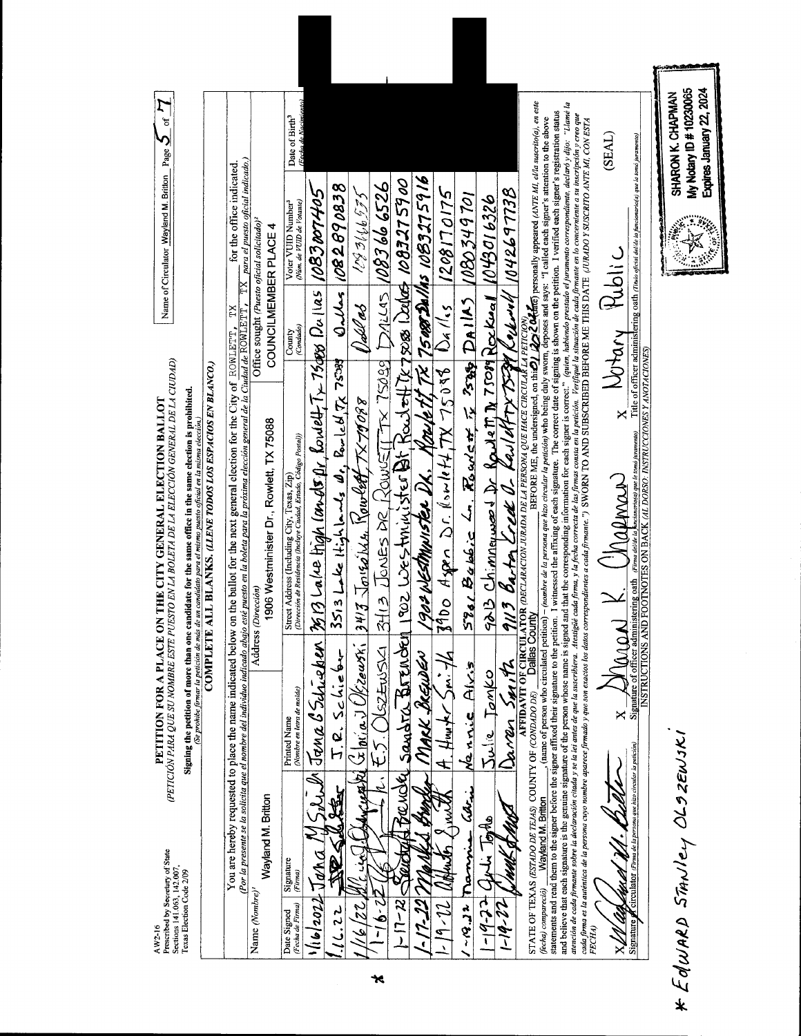AW2-16
Prescribed by Secretary of State
Sections 141.063, 142.007,
Texas Election Code 2/09

Name of Circulator Wayland M. Britton Page 5 of 7

# PETITION FOR A PLACE ON THE CITY GENERAL ELECTION BALLOT

*(PETICIÓN PARA QUE SU NOMBRE ESTE PUESTO EN LA BOLETA DE LA ELECCIÓN GENERAL DE LA CIUDAD)*

**Signing the petition of more than one candidate for the same office in the same election is prohibited.**
*(Se prohibe firmar la petición de más de un candidato para el mismo puesto oficial en la misma elección.)*

**COMPLETE ALL BLANKS. (LLENE TODOS LOS ESPACIOS EN BLANCO.)**

You are hereby requested to place the name indicated below on the ballot for the next general election for the City of ROWLETT, TX for the office indicated.
*(Por la presente se la solicita que el nombre del individuo indicado abajo esté puesto en la boleta para la próxima elección general de la Ciudad de ROWLETT, TX para el puesto oficial indicado.)*

| Name *(Nombre)*[1] | Address *(Dirección)* | Office sought *(Puesto oficial solicitado)*[2] |
|---|---|---|
| Wayland M. Britton | 1906 Westminister Dr., Rowlett, TX 75088 | COUNCILMEMBER PLACE 4 |

| Date Signed *(Fecha de Firma)* | Signature *(Firma)* | Printed Name *(Nombre en letra de molde)* | Street Address (Including City, Texas, Zip) *(Dirección de Residencia (Incluye Ciudad, Estado, Código Postal))* | County *(Condado)* | Voter VUID Number[3] *(Núm. de VUID de Votante)* | Date of Birth[3] *(Fecha de Nacimiento)* |
|---|---|---|---|---|---|---|
| 1/16/2022 | Jana M Schieber | Jana B Schieber | 7513 Lake High Lands Dr, Rowlett, Tx 75088 | Dallas | 1083207405 | |
| 1.16.22 | JR Schieber | J. R. Schieber | 3513 Lake Highlands Dr, Rowlett Tx 75088 | Dallas | 1082890838 | |
| 1/16/22 | Gloria J Olszewski | Gloria J Olszewski | 3413 Jones Dr. Rowlett TX 75088 | Dallas | 1083166535 | |
| 1-16-22 | E.S. Olszewski | E.S. OLSZEWSKI | 3413 JONES DR ROWLETT TX 75088 | DALLAS | 1083666526 | |
| 1-17-22 | Sandra Brenden | Sandra Brenden | 1902 Westminister Dr Rowlett TX 75088 | Dallas | 1083275900 | |
| 1-17-22 | Mark Brenden | MARK BRENDEN | 1902 WESTMINISTER DR, Rowlett, TX 75088 | Dallas | 1083275916 | |
| 1-19-22 | A Hunter Smith | A. Hunter Smith | 3900 Aspen Dr. Rowlett, TX 75088 | Dallas | 1208170175 | |
| 1-19-22 | Nannie Alexis | Nannie Alexis | 5961 Bubbic Ln. Rowlett, Tx 75088 | DALLAS | 1080349701 | |
| 1-19-22 | Julie Tonko | Julie Tonko | 9213 Chimneywood Dr Rowlett TX 75089 | Rockwall | 1043016326 | |
| 1-19-22 | Darren Smith | Darren Smith | 9113 Barton Creek Dr. Rowlett TX 75089 | Rockwall | 1042697738 | |

**AFFIDAVIT OF CIRCULATOR** *(DECLARACIÓN JURADA DE LA PERSONA QUE HACE CIRCULAR LA PETICIÓN)*

STATE OF TEXAS *(ESTADO DE TEJAS)* COUNTY OF *(CONDADO DE)* Dallas County BEFORE ME, the undersigned, on this 01/20/2022 (date) personally appeared *(ANTE MÍ, el/la suscrito(a), en este (fecha) compareció)* Wayland M. Britton, (name of person who circulated petition) – *(nombre de la persona que hizo circular la petición)* who being duly sworn, deposes and says: "I called each signer's attention to the above statements and read them to the signer before the signer affixed their signature to the petition. I witnessed the affixing of each signature. The correct date of signing is shown on the petition. I verified each signer's registration status and believe that each signature is the genuine signature of the person whose name is signed and that the corresponding information for each signer is correct." *(quien, habiendo prestado el juramento correspondiente, declaró y dijo: "Llamé la atención de cada firmante sobre la declaración citada y se la leí antes de que la suscribiera. Atestigüé cada firma, y la fecha correcta de las firmas consta en la petición. Verifiqué la situación de cada firmante en lo concerniente a su inscripción y creo que cada firma es la auténtica de la persona cuyo nombre aparece firmado y que son exactos los datos correspondientes a cada firmante.")* SWORN TO AND SUBSCRIBED BEFORE ME THIS DATE *(¡JURADO Y SUSCRITO ANTE MÍ, CON ESTA FECHA)*

X Wayland M. Britton
Signature of circulator *(Firma de la persona que hizo circular la petición)*

X Sharon K. Chapman
Signature of officer administering oath *(Firma del/de la funcionario(a) que le tomó juramento)*

X Notary Public
Title of officer administering oath *(Título oficial del/de la funcionario(a) que le tomó juramento)*

(SEAL)

INSTRUCTIONS AND FOOTNOTES ON BACK *(AL DORSO: INSTRUCCIONES Y ANOTACIONES)*

SHARON K. CHAPMAN
My Notary ID # 10230065
Expires January 22, 2024

\* Edward Stanley Olszewski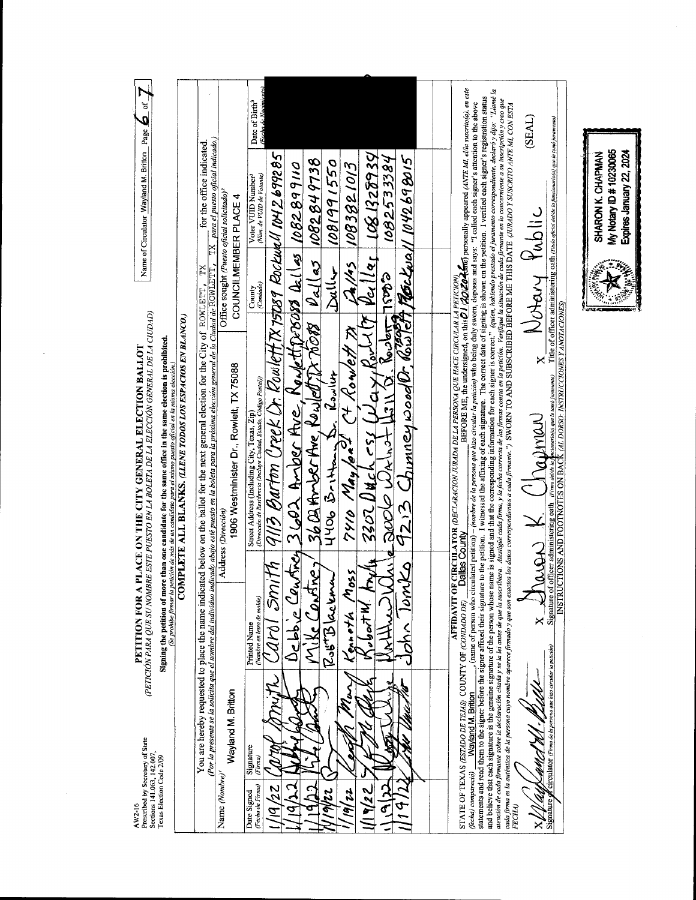AW2-16
Prescribed by Secretary of State
Sections 141.063, 142.007,
Texas Election Code 2/09

# PETITION FOR A PLACE ON THE CITY GENERAL ELECTION BALLOT

*(PETICIÓN PARA QUE SU NOMBRE ESTE PUESTO EN LA BOLETA DE LA ELECCIÓN GENERAL DE LA CIUDAD)*

**Signing the petition of more than one candidate for the same office in the same election is prohibited.**
*(Se prohibe firmar la petición de más de un candidato para el mismo puesto oficial en la misma elección.)*

**COMPLETE ALL BLANKS.** *(LLENE TODOS LOS ESPACIOS EN BLANCO.)*

Name of Circulator Wayland M. Britton

You are hereby requested to place the name indicated below on the ballot for the next general election for the City of ROWLETT, TX for the office indicated.
*(Por la presente se la solicita que el nombre del individuo indicado abajo esté puesto en la boleta para la próxima elección general de la Ciudad de ROWLETT, TX para el puesto oficial indicado.)*

Name (Nombre)[1]: Wayland M. Britton
Address (Dirección): 1906 Westminister Dr., Rowlett, TX 75088
Office sought (Puesto oficial solicitado)[2]: COUNCILMEMBER PLACE 4

| Date Signed (Fecha de Firma) | Signature (Firma) | Printed Name (Nombre en letra de molde) | Street Address (Including City, Texas, Zip) (Dirección de Residencia (Incluye Ciudad, Estado, Código Postal)) | County (Condado) | Voter VUID Number[3] (Núm. de VUID de Votante) | Date of Birth[3] (Fecha de Nacimiento) |
|---|---|---|---|---|---|---|
| 1/9/22 | Carol Smith | Carol Smith | 9113 Barton Creek Dr. Rowlett, TX 75089 | Rockwall | 1042699285 | |
| 1/9/22 | Debbie Courtney | Debbie Courtney | 3602 Amber Ave, Rowlett, TX 75088 | Dallas | 1082899110 | |
| 1/9/22 | Mike Courtney | Mike Courtney | 3602 Amber Ave, Rowlett, TX 75088 | Dallas | 1082849738 | |
| 1/9/22 | | Rob Blackman | 4406 Brittany Dr. Rowlett | Dallas | 1081991550 | |
| 1/9/22 | Kenneth Moss | Kenneth Moss | 7410 Mayfeast Ct Rowlett TX | Dallas | 1083821013 | |
| 1/9/22 | | Robert W. Andk | 3302 Dutchess Way, Rowlett TX | Dallas | 1081328934 | |
| 1/9/22 | | Matthew White | 2006 Walnut Hill Dr. Rowlett 75088 | | 1082533384 | |
| 1/9/22 | | John Tomko | 9213 Chimneywood Dr. Rowlett 75089 | Rockwall | 1042698015 | |

**AFFIDAVIT OF CIRCULATOR** *(DECLARACIÓN JURADA DE LA PERSONA QUE HACE CIRCULAR LA PETICIÓN)*

STATE OF TEXAS *(ESTADO DE TEJAS)* COUNTY OF *(CONDADO DE)* Dallas County BEFORE ME, the undersigned, on this 01/2022 *(fecha)* personally appeared *(ANTE MI, el/la suscrito(a), en este (fecha) compareció)* Wayland M. Britton, (name of person who circulated petition) – *(nombre de la persona que hizo circular la petición)* who being duly sworn, deposes and says: "I called each signer's attention to the above statements and read them to the signer before the signer affixed their signature to the petition. I witnessed the affixing of each signature. The correct date of signing is shown on the petition. I verified each signer's registration status and believe that each signature is the genuine signature of the person whose name is signed and that the corresponding information for each signer is correct." *(quien, habiendo prestado el juramento correspondiente, declaró y dijo: "Llamé la atención de cada firmante sobre la declaración citada y se la leí antes de que la suscribiera. Atestigüé cada firma, y la fecha correcta de las firmas consta en la petición. Verifiqué la situación de cada firmante en lo concerniente a su inscripción y creo que cada firma es la auténtica de la persona cuyo nombre aparece firmado y que son exactos los datos correspondientes a cada firmante.")* SWORN TO AND SUBSCRIBED BEFORE ME THIS DATE *(JURADO Y SUSCRITO ANTE MI, CON ESTA FECHA)*

x Wayland M. Britton
Signature of circulator *(Firma de la persona que hizo circular la petición)*

x Sharon K. Chapman
Signature of officer administering oath *(Firma del/de la funcionario(a) que le tomó juramento)*

x Notary Public
Title of officer administering oath *(Título oficial del/de la funcionario(a) que le tomó juramento)*

(SEAL)

INSTRUCTIONS AND FOOTNOTES ON BACK *(AL DORSO: INSTRUCCIONES Y ANOTACIONES)*

SHARON K. CHAPMAN
My Notary ID # 10230065
Expires January 22, 2024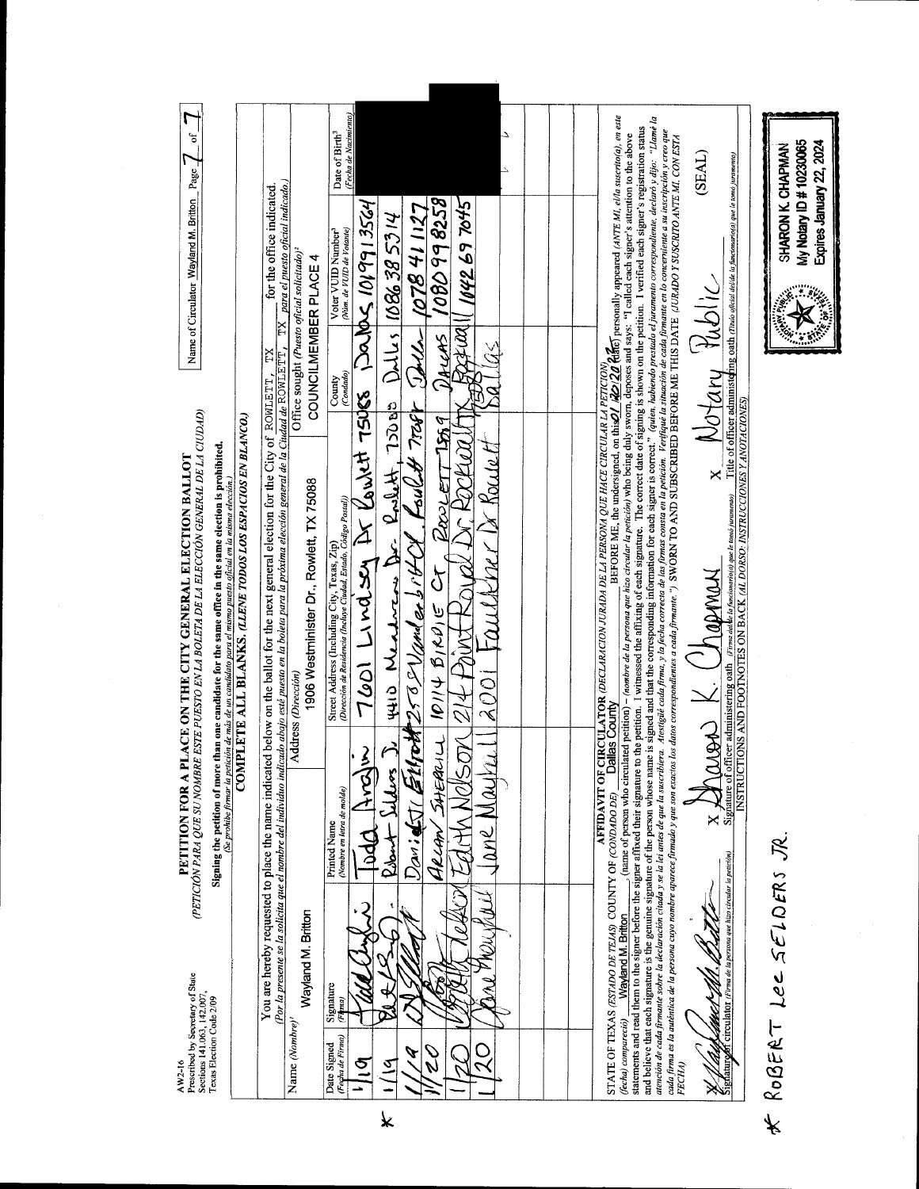AW2-16
Prescribed by Secretary of State
Sections 141.063, 142.007,
Texas Election Code 2/09

# PETITION FOR A PLACE ON THE CITY GENERAL ELECTION BALLOT
*(PETICIÓN PARA QUE SU NOMBRE ESTE PUESTO EN LA BOLETA DE LA ELECCIÓN GENERAL DE LA CIUDAD)*

**Signing the petition of more than one candidate for the same office in the same election is prohibited.**
*(Se prohibe firmar la petición de más de un candidato para el mismo puesto oficial en la misma elección.)*

Name of Circulator Wayland M. Britton Page 7 of 7

**COMPLETE ALL BLANKS.** *(LLENE TODOS LOS ESPACIOS EN BLANCO.)*

You are hereby requested to place the name indicated below on the ballot for the next general election for the City of ROWLETT, TX for the office indicated.
*(Por la presente se la solicita que el nombre del individuo indicado abajo esté puesto en la boleta para la próxima elección general de la Ciudad de* ROWLETT, TX *para el puesto oficial indicado.)*

| Name (Nombre)[1] | Address (Dirección) | Office sought (Puesto oficial solicitado)[2] |
|---|---|---|
| Wayland M. Britton | 1906 Westminister Dr., Rowlett, TX 75088 | COUNCILMEMBER PLACE 4 |

| Date Signed (Fecha de Firma) | Signature (Firma) | Printed Name (Nombre en letra de molde) | Street Address (Including City, Texas, Zip) (Dirección de Residencia (Incluye Ciudad, Estado, Código Postal)) | County (Condado) | Voter VUID Number[3] (Núm. de VUID de Votante) | Date of Birth[3] (Fecha de Nacimiento) |
|---|---|---|---|---|---|---|
| 1/19 | Todd Anglin | Todd Anglin | 7601 Lindsey Dr Rowlett 75088 | Dallas | 1019913564 | |
| 1/19 | Robert Selders Jr. | Robert Selders Jr. | 4410 Meadows Dr. Rowlett, 75088 | Dallas | 1086385314 | |
| 1/19 | Daniel Elliott | Daniel J. Elliott | 2505 Wanderbrook Rowlett 75088 | Dallas | 1078411127 | |
| 1/20 | | Arlan Sheraill | 10114 Birdie Ct Rowlett 75089 | Dallas | 1080998258 | |
| 1/20 | Edith Nelson | Edith Nelson | 214 Point Royal Dr Rockwall TX | Rockwall | 1042697045 | |
| 1/20 | Jane Maytubby | Jane Maytubby | 2001 Faulkner Dr Rowlett | Dallas | | |
| | | | | | | |
| | | | | | | |
| | | | | | | |
| | | | | | | |

**AFFIDAVIT OF CIRCULATOR** *(DECLARACION JURADA DE LA PERSONA QUE HACE CIRCULAR LA PETICION)*

STATE OF TEXAS *(ESTADO DE TEJAS)* COUNTY OF *(CONDADO DE)* Dallas County BEFORE ME, the undersigned, on this 01/20/2020 (date) personally appeared *(ANTE MI, el/la suscrito(a), en este (fecha) compareció)* Wayland M. Britton (name of person who circulated petition) – *(nombre de la persona que hizo circular la petición)* who being duly sworn, deposes and says: "I called each signer's attention to the above statements and read them to the signer before the signer affixed their signature to the petition. I witnessed the affixing of each signature. The correct date of signing is shown on the petition. I verified each signer's registration status and believe that each signature is the genuine signature of the person whose name is signed and that the corresponding information for each signer is correct." *(quien, habiendo prestado el juramento correspondiente, declaró y dijo: "Llamé la atención de cada firmante sobre la declaración citada y se la leí antes de que la suscribiera. Atestigüé cada firma, y la fecha correcta de las firmas consta en la petición. Verifiqué la situación de cada firmante en lo concerniente a su inscripción y creo que cada firma es la auténtica de la persona cuyo nombre aparece firmado y que son exactos los datos correspondientes a cada firmante.")* SWORN TO AND SUBSCRIBED BEFORE ME THIS DATE *(JURADO Y SUSCRITO ANTE MI, CON ESTA FECHA)*

X Wayland M. Britton
Signature of circulator *(Firma de la persona que hizo circular la petición)*

X Sharon K. Chapman
Signature of officer administering oath *(Firma del/de la funcionario(a) que le tomó juramento)*

X Notary Public
Title of officer administering oath *(Título oficial del/de la funcionario(a) que le tomó juramento)*

(SEAL)

INSTRUCTIONS AND FOOTNOTES ON BACK *(AL DORSO: INSTRUCCIONES Y ANOTACIONES)*

SHARON K. CHAPMAN
My Notary ID # 10230065
Expires January 22, 2024

* ROBERT Lee SELDERS JR.